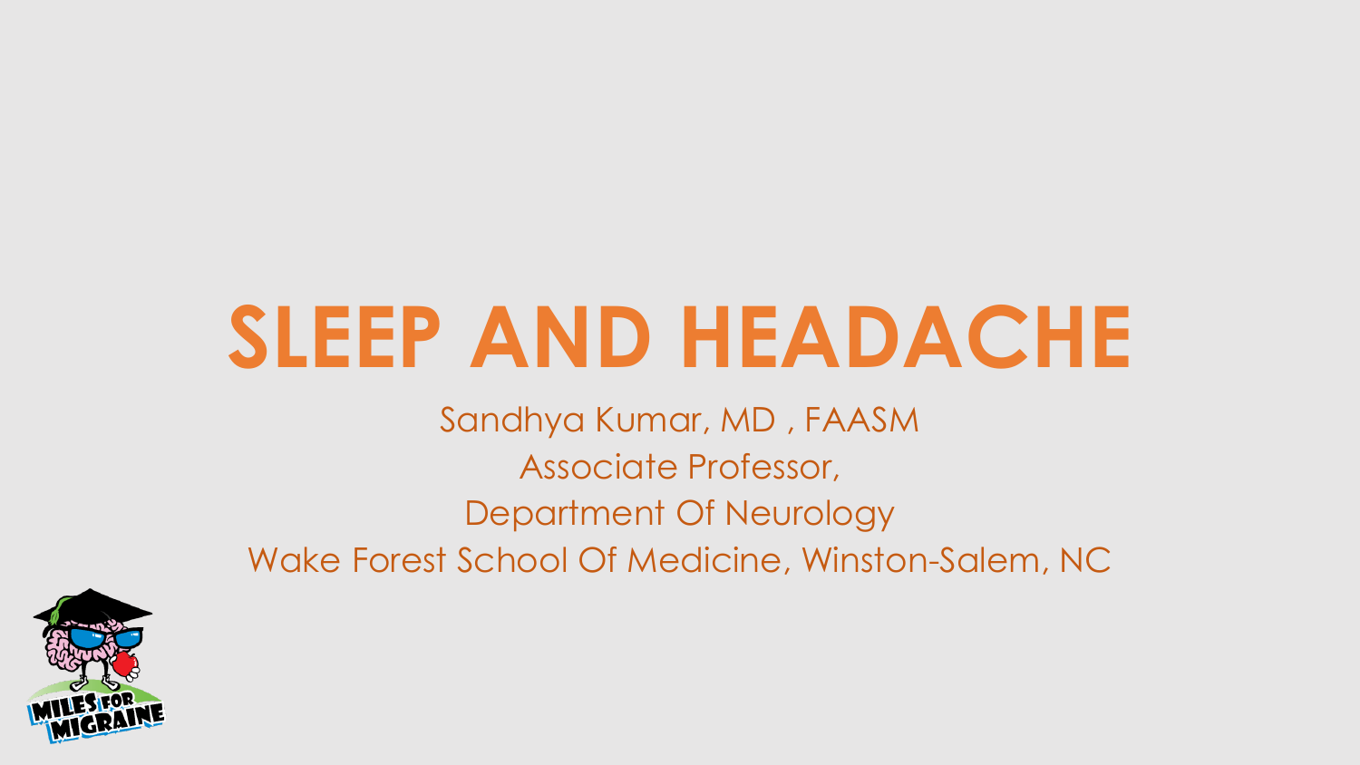# SLEEP AND HEADACHE

Sandhya Kumar, MD , FAASM

Associate Professor,

Department Of Neurology

Wake Forest School Of Medicine, Winston-Salem, NC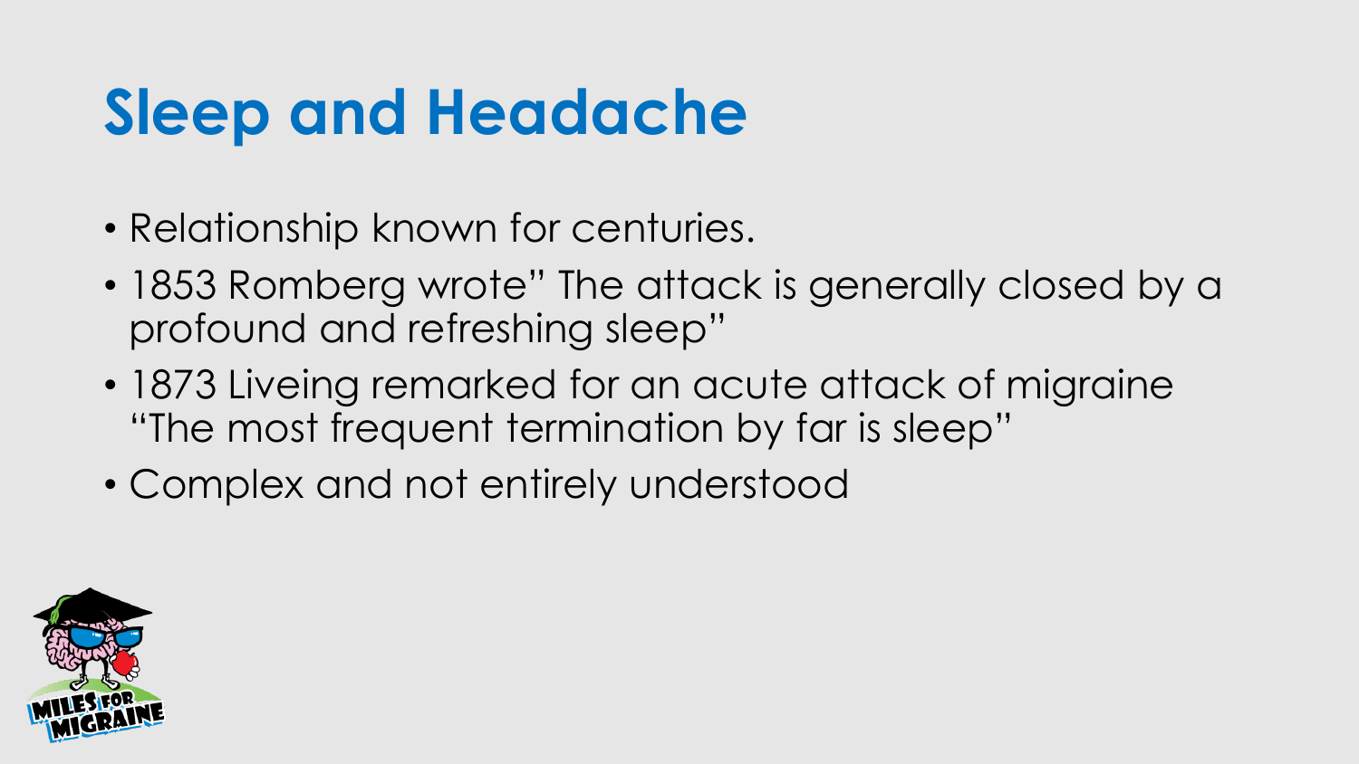# Sleep and Headache

- Relationship known for centuries.
- 1853 Romberg wrote" The attack is generally closed by a profound and refreshing sleep"
- 1873 Liveing remarked for an acute attack of migraine "The most frequent termination by far is sleep"
- Complex and not entirely understood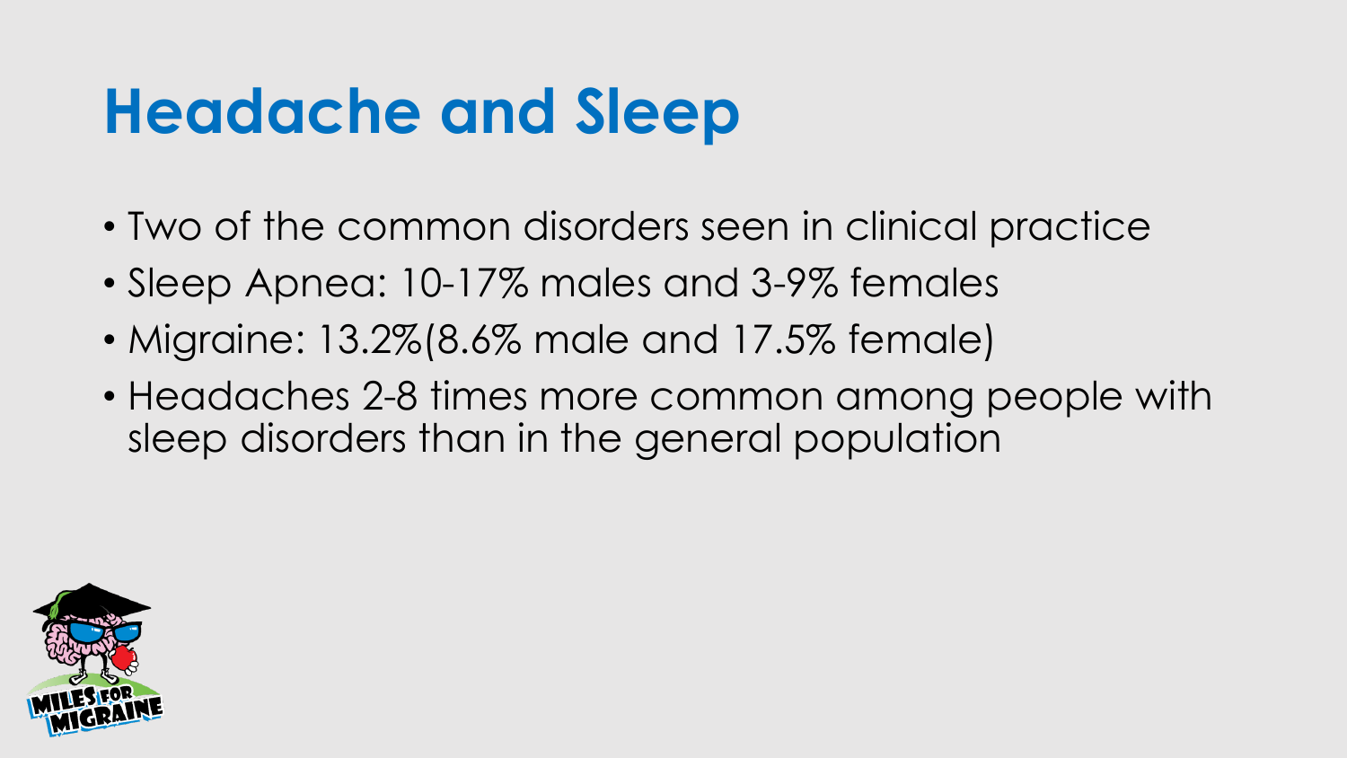# Headache and Sleep

- Two of the common disorders seen in clinical practice
- Sleep Apnea: 10-17% males and 3-9% females
- Migraine: 13.2%(8.6% male and 17.5% female)
- Headaches 2-8 times more common among people with sleep disorders than in the general population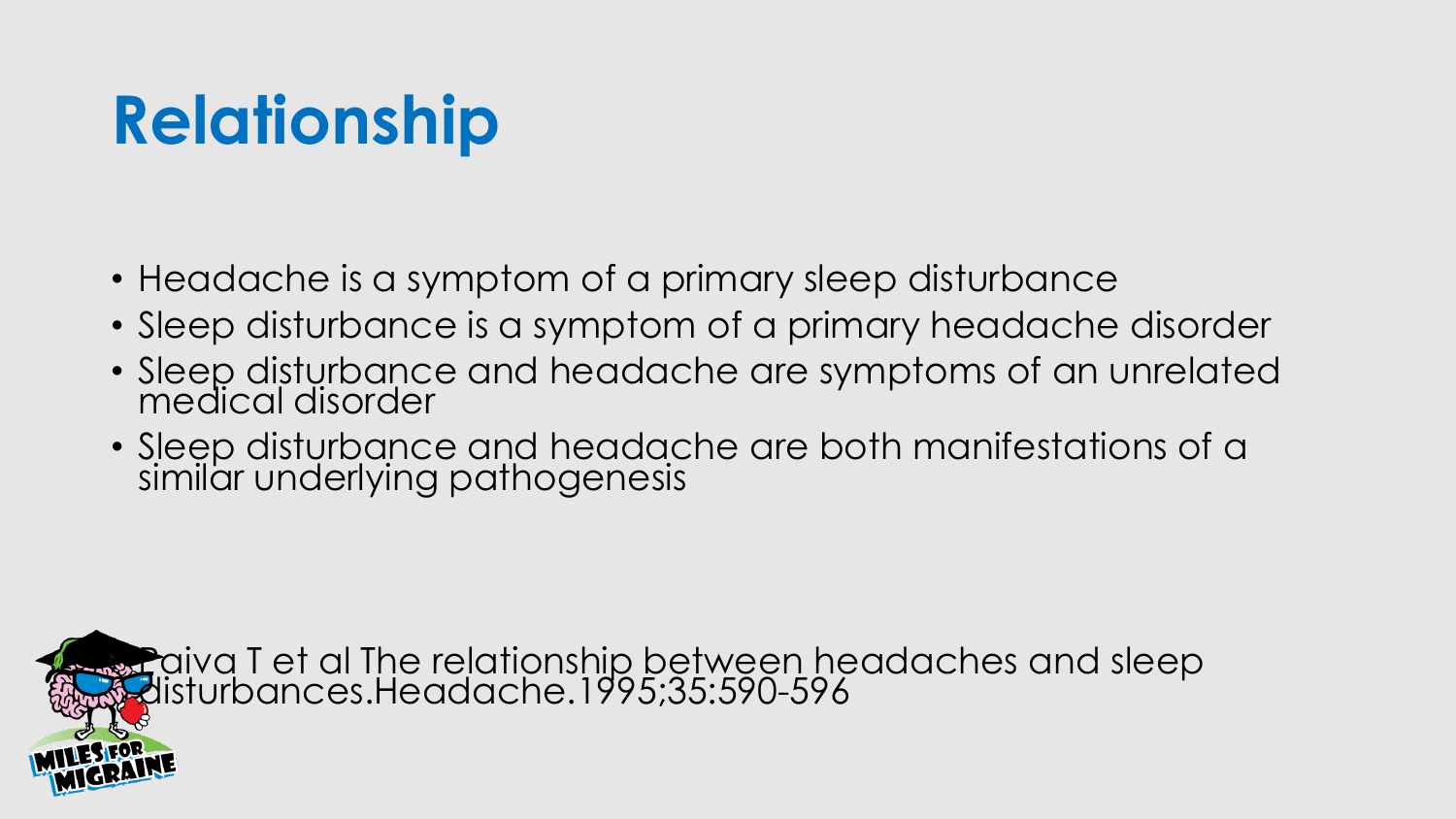# Relationship

- Headache is a symptom of a primary sleep disturbance
- Sleep disturbance is a symptom of a primary headache disorder
- Sleep disturbance and headache are symptoms of an unrelated medical disorder
- Sleep disturbance and headache are both manifestations of a similar underlying pathogenesis

Paiva T et al The relationship between headaches and sleep disturbances.Headache.1995;35:590-596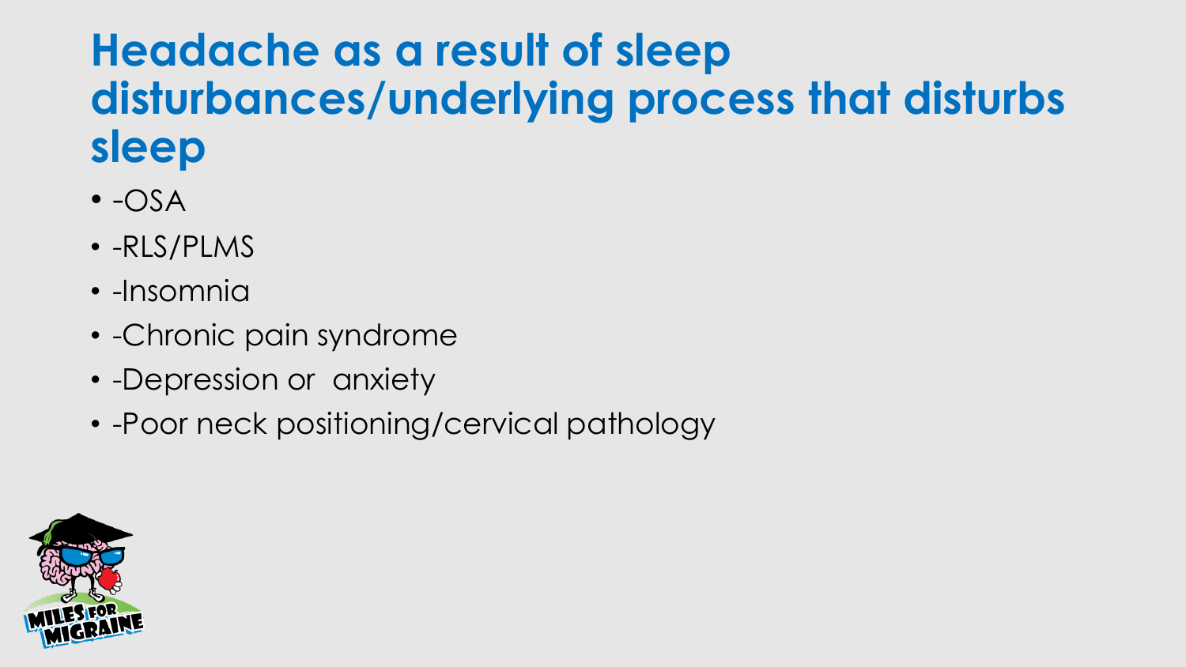# Headache as a result of sleep disturbances/underlying process that disturbs sleep

- -OSA
- -RLS/PLMS
- -Insomnia
- -Chronic pain syndrome
- -Depression or anxiety
- -Poor neck positioning/cervical pathology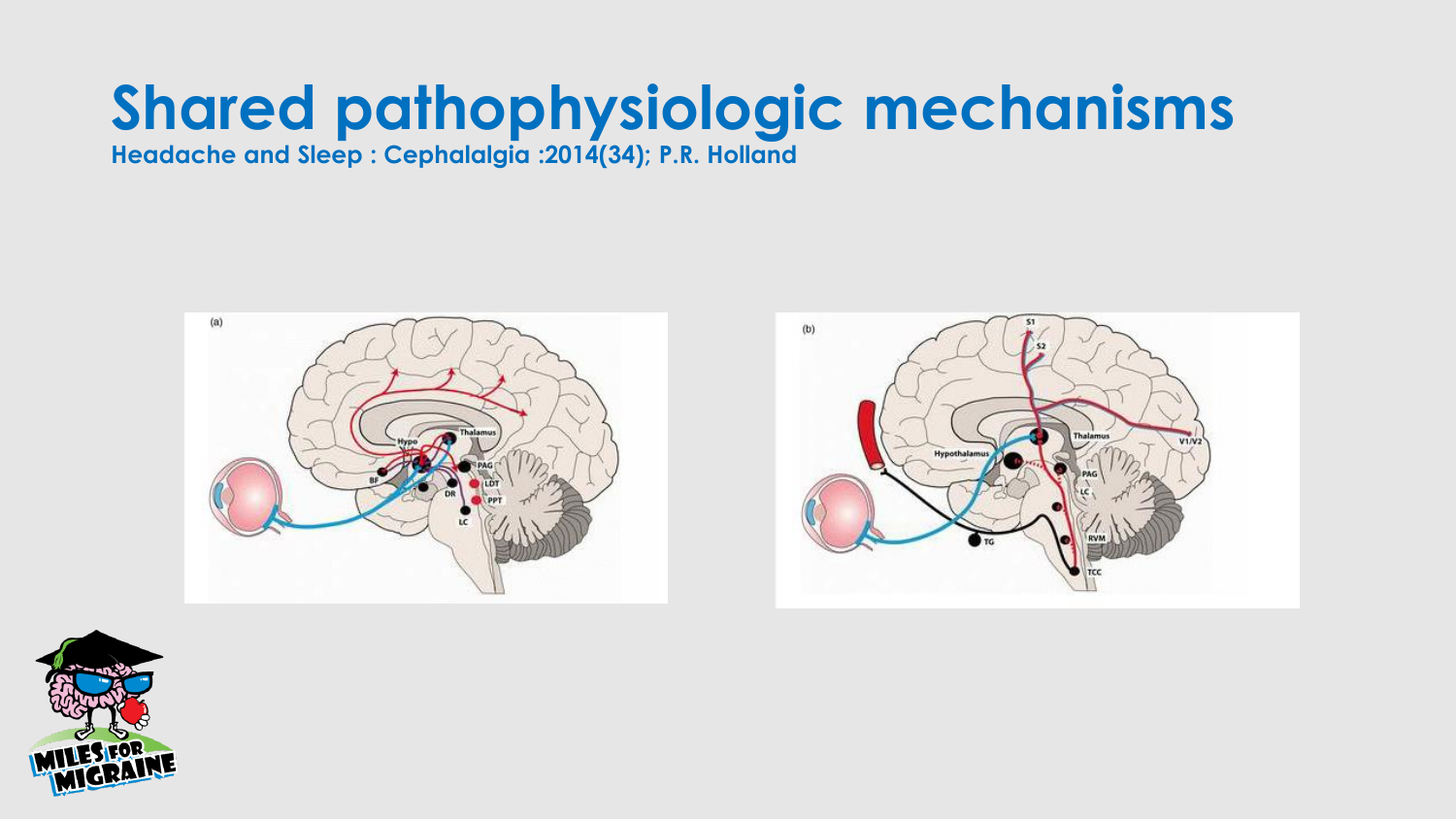# Shared pathophysiologic mechanisms

**Headache and Sleep : Cephalalgia :2014(34); P.R. Holland**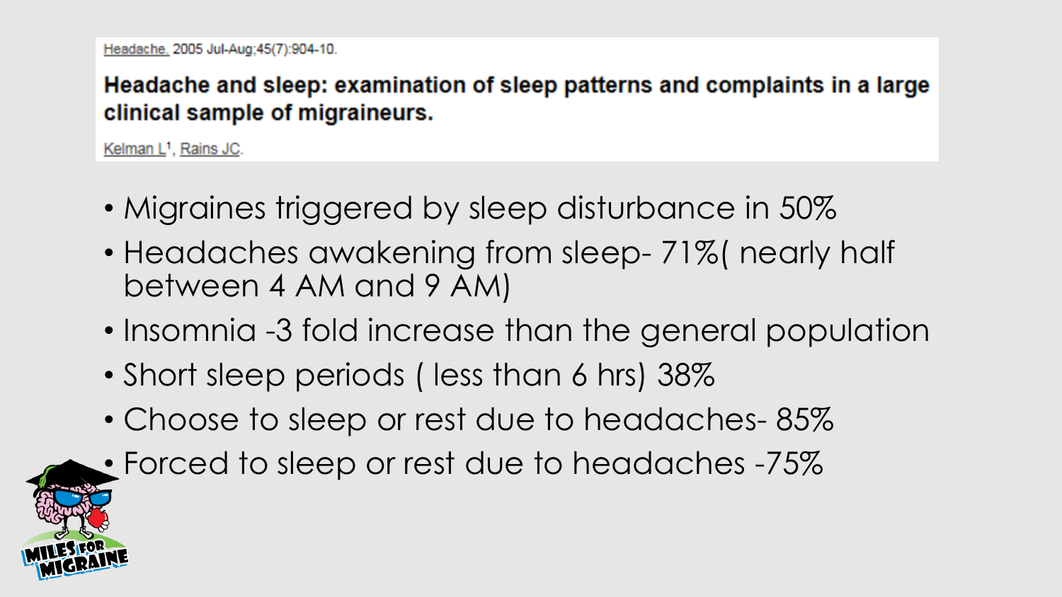Headache. 2005 Jul-Aug;45(7):904-10.

**Headache and sleep: examination of sleep patterns and complaints in a large clinical sample of migraineurs.**

Kelman L[1], Rains JC.

- Migraines triggered by sleep disturbance in 50%
- Headaches awakening from sleep- 71%( nearly half between 4 AM and 9 AM)
- Insomnia -3 fold increase than the general population
- Short sleep periods ( less than 6 hrs) 38%
- Choose to sleep or rest due to headaches- 85%
- Forced to sleep or rest due to headaches -75%

MILES FOR MIGRAINE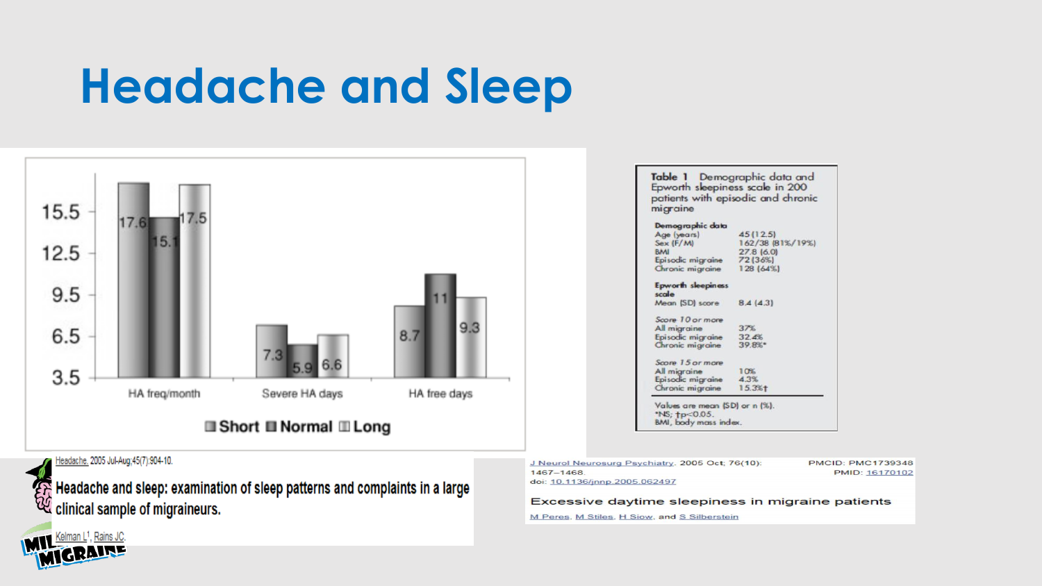# Headache and Sleep

| | Short | Normal | Long |
|---|---|---|---|
| HA freq/month | 17.6 | 15.1 | 17.5 |
| Severe HA days | 7.3 | 5.9 | 6.6 |
| HA free days | 8.7 | 11 | 9.3 |

Headache. 2005 Jul-Aug;45(7):904-10.

**Headache and sleep: examination of sleep patterns and complaints in a large clinical sample of migraineurs.**

Kelman L[1], Rains JC.

**Table 1** Demographic data and Epworth sleepiness scale in 200 patients with episodic and chronic migraine

| | |
|---|---|
| **Demographic data** | |
| Age (years) | 45 (12.5) |
| Sex (F/M) | 162/38 (81%/19%) |
| BMI | 27.8 (6.0) |
| Episodic migraine | 72 (36%) |
| Chronic migraine | 128 (64%) |
| **Epworth sleepiness scale** | |
| Mean (SD) score | 8.4 (4.3) |
| *Score 10 or more* | |
| All migraine | 37% |
| Episodic migraine | 32.4% |
| Chronic migraine | 39.8%* |
| *Score 15 or more* | |
| All migraine | 10% |
| Episodic migraine | 4.3% |
| Chronic migraine | 15.3%† |

Values are mean (SD) or n (%).
*NS; †p<0.05.
BMI, body mass index.

J Neurol Neurosurg Psychiatry. 2005 Oct; 76(10): 1467–1468.
doi: 10.1136/jnnp.2005.062497

PMCID: PMC1739348
PMID: 16170102

Excessive daytime sleepiness in migraine patients

M Peres, M Stiles, H Siow, and S Silberstein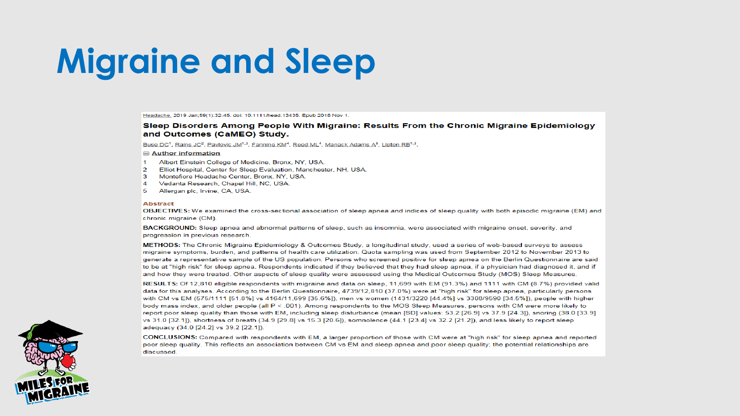# Migraine and Sleep

Headache. 2019 Jan;59(1):32-45. doi: 10.1111/head.13435. Epub 2018 Nov 1.

**Sleep Disorders Among People With Migraine: Results From the Chronic Migraine Epidemiology and Outcomes (CaMEO) Study.**

Buse DC[1], Rains JC[2], Pavlovic JM[1,3], Fanning KM[4], Reed ML[4], Manack Adams A[5], Lipton RB[1,3].

**Author information**

1. Albert Einstein College of Medicine, Bronx, NY, USA.
2. Elliot Hospital, Center for Sleep Evaluation, Manchester, NH, USA.
3. Montefiore Headache Center, Bronx, NY, USA.
4. Vedanta Research, Chapel Hill, NC, USA.
5. Allergan plc, Irvine, CA, USA.

**Abstract**

**OBJECTIVES:** We examined the cross-sectional association of sleep apnea and indices of sleep quality with both episodic migraine (EM) and chronic migraine (CM).

**BACKGROUND:** Sleep apnea and abnormal patterns of sleep, such as insomnia, were associated with migraine onset, severity, and progression in previous research.

**METHODS:** The Chronic Migraine Epidemiology & Outcomes Study, a longitudinal study, used a series of web-based surveys to assess migraine symptoms, burden, and patterns of health care utilization. Quota sampling was used from September 2012 to November 2013 to generate a representative sample of the US population. Persons who screened positive for sleep apnea on the Berlin Questionnaire are said to be at "high risk" for sleep apnea. Respondents indicated if they believed that they had sleep apnea, if a physician had diagnosed it, and if and how they were treated. Other aspects of sleep quality were assessed using the Medical Outcomes Study (MOS) Sleep Measures.

**RESULTS:** Of 12,810 eligible respondents with migraine and data on sleep, 11,699 with EM (91.3%) and 1111 with CM (8.7%) provided valid data for this analyses. According to the Berlin Questionnaire, 4739/12,810 (37.0%) were at "high risk" for sleep apnea, particularly persons with CM vs EM (575/1111 [51.8%] vs 4164/11,699 [35.6%]), men vs women (1431/3220 [44.4%] vs 3308/9590 [34.5%]), people with higher body mass index, and older people (all $P < .001$). Among respondents to the MOS Sleep Measures, persons with CM were more likely to report poor sleep quality than those with EM, including sleep disturbance (mean [SD] values: 53.2 [26.9] vs 37.9 [24.3]), snoring (38.0 [33.9] vs 31.0 [32.1]), shortness of breath (34.9 [29.8] vs 15.3 [20.6]), somnolence (44.1 [23.4] vs 32.2 [21.2]), and less likely to report sleep adequacy (34.0 [24.2] vs 39.2 [22.1]).

**CONCLUSIONS:** Compared with respondents with EM, a larger proportion of those with CM were at "high risk" for sleep apnea and reported poor sleep quality. This reflects an association between CM vs EM and sleep apnea and poor sleep quality; the potential relationships are discussed.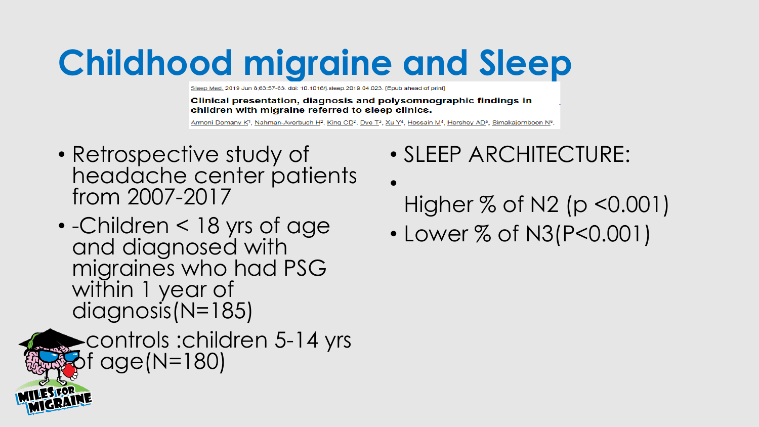# Childhood migraine and Sleep

Sleep Med. 2019 Jun 6;63:57-63. doi: 10.1016/j.sleep.2019.04.023. [Epub ahead of print]

**Clinical presentation, diagnosis and polysomnographic findings in children with migraine referred to sleep clinics.**

Armoni Domany K[1], Nahman-Averbuch H[2], King CD[2], Dye T[3], Xu Y[4], Hossain M[4], Hershey AD[5], Simakajornboon N[6].

- Retrospective study of headache center patients from 2007-2017
- -Children < 18 yrs of age and diagnosed with migraines who had PSG within 1 year of diagnosis(N=185)
- controls :children 5-14 yrs of age(N=180)

- SLEEP ARCHITECTURE:
- Higher % of N2 ($p < 0.001$)
- Lower % of N3($P < 0.001$)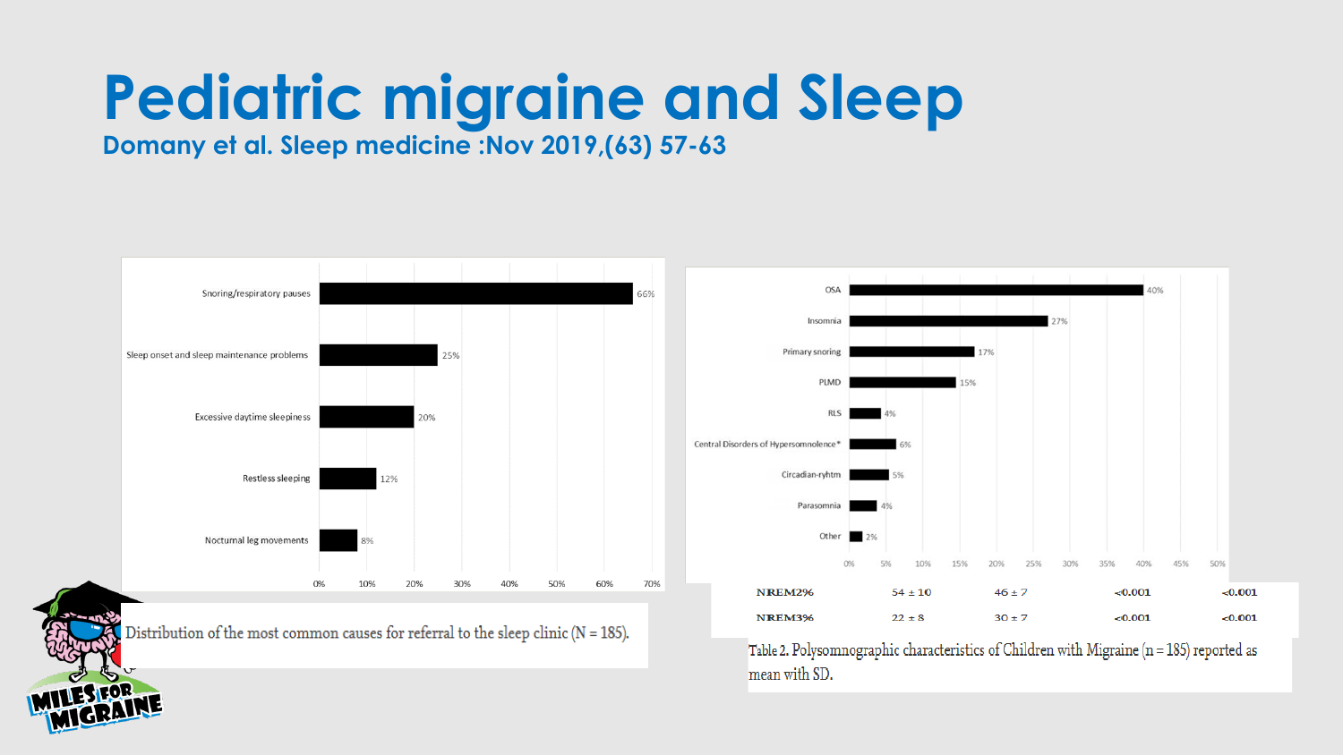# Pediatric migraine and Sleep

**Domany et al. Sleep medicine :Nov 2019,(63) 57-63**

| Cause | Percentage |
|---|---|
| Snoring/respiratory pauses | 66% |
| Sleep onset and sleep maintenance problems | 25% |
| Excessive daytime sleepiness | 20% |
| Restless sleeping | 12% |
| Nocturnal leg movements | 8% |

Distribution of the most common causes for referral to the sleep clinic (N = 185).

| Diagnosis | Percentage |
|---|---|
| OSA | 40% |
| Insomnia | 27% |
| Primary snoring | 17% |
| PLMD | 15% |
| RLS | 4% |
| Central Disorders of Hypersomnolence* | 6% |
| Circadian-ryhtm | 5% |
| Parasomnia | 4% |
| Other | 2% |

| | | | | |
|---|---|---|---|---|
| NREM2% | 54 ± 10 | 46 ± 7 | <0.001 | <0.001 |
| NREM3% | 22 ± 8 | 30 ± 7 | <0.001 | <0.001 |

Table 2. Polysomnographic characteristics of Children with Migraine (n = 185) reported as mean with SD.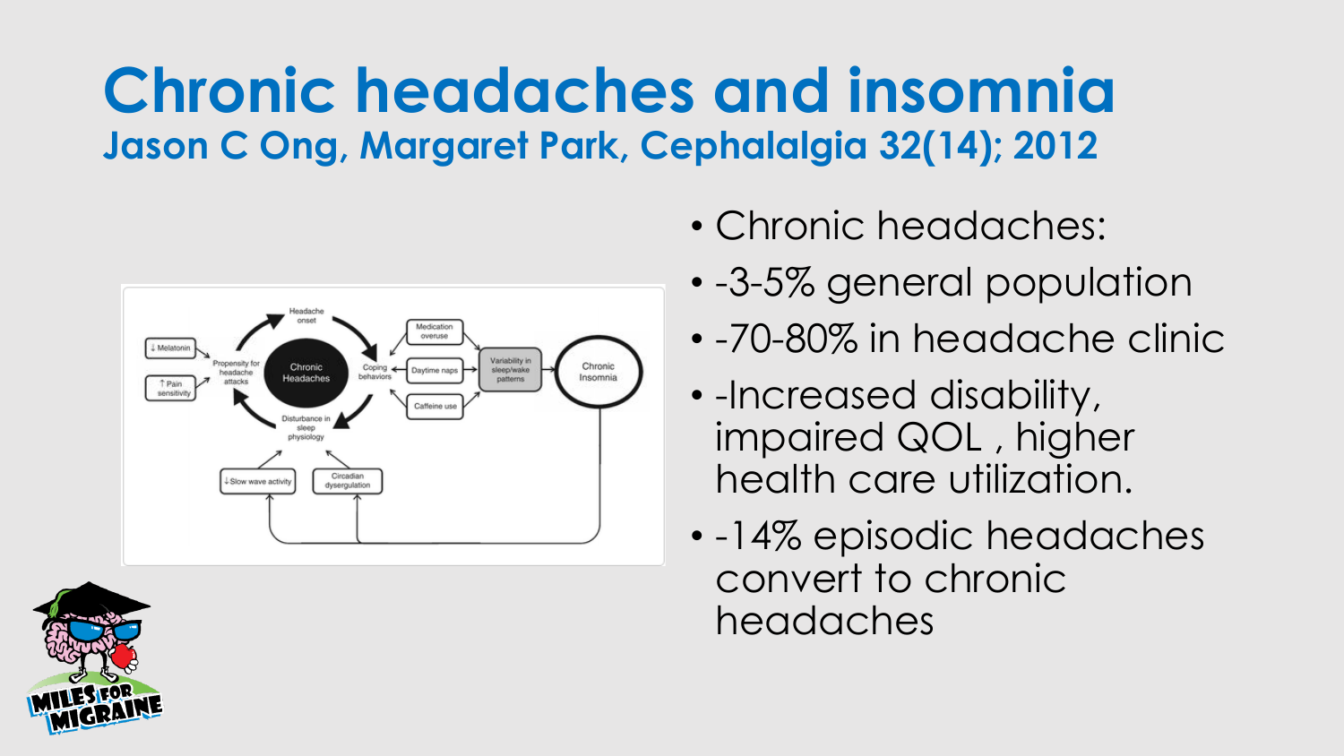# Chronic headaches and insomnia

## Jason C Ong, Margaret Park, Cephalalgia 32(14); 2012

- Chronic headaches:
- -3-5% general population
- -70-80% in headache clinic
- -Increased disability, impaired QOL , higher health care utilization.
- -14% episodic headaches convert to chronic headaches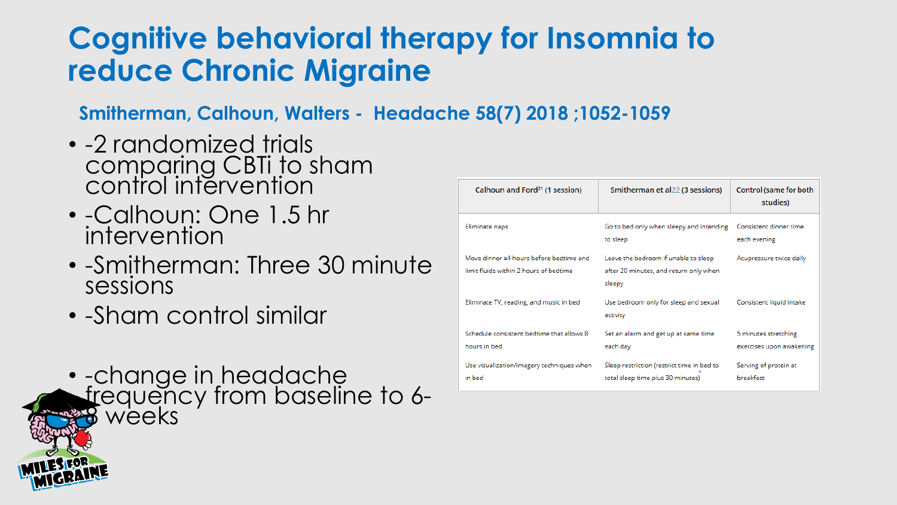# Cognitive behavioral therapy for Insomnia to reduce Chronic Migraine

### Smitherman, Calhoun, Walters - Headache 58(7) 2018 ;1052-1059

- -2 randomized trials comparing CBTi to sham control intervention
- -Calhoun: One 1.5 hr intervention
- -Smitherman: Three 30 minute sessions
- -Sham control similar
- -change in headache frequency from baseline to 6-8 weeks

| Calhoun and Ford[21] (1 session) | Smitherman et al22 (3 sessions) | Control (same for both studies) |
| --- | --- | --- |
| Eliminate naps | Go to bed only when sleepy and intending to sleep | Consistent dinner time each evening |
| Move dinner ≥4 hours before bedtime and limit fluids within 2 hours of bedtime | Leave the bedroom if unable to sleep after 20 minutes, and return only when sleepy | Acupressure twice daily |
| Eliminate TV, reading, and music in bed | Use bedroom only for sleep and sexual activity | Consistent liquid intake |
| Schedule consistent bedtime that allows 8 hours in bed | Set an alarm and get up at same time each day | 5 minutes stretching exercises upon awakening |
| Use visualization/imagery techniques when in bed | Sleep restriction (restrict time in bed to total sleep time plus 30 minutes)* | Serving of protein at breakfast |

MILES FOR MIGRAINE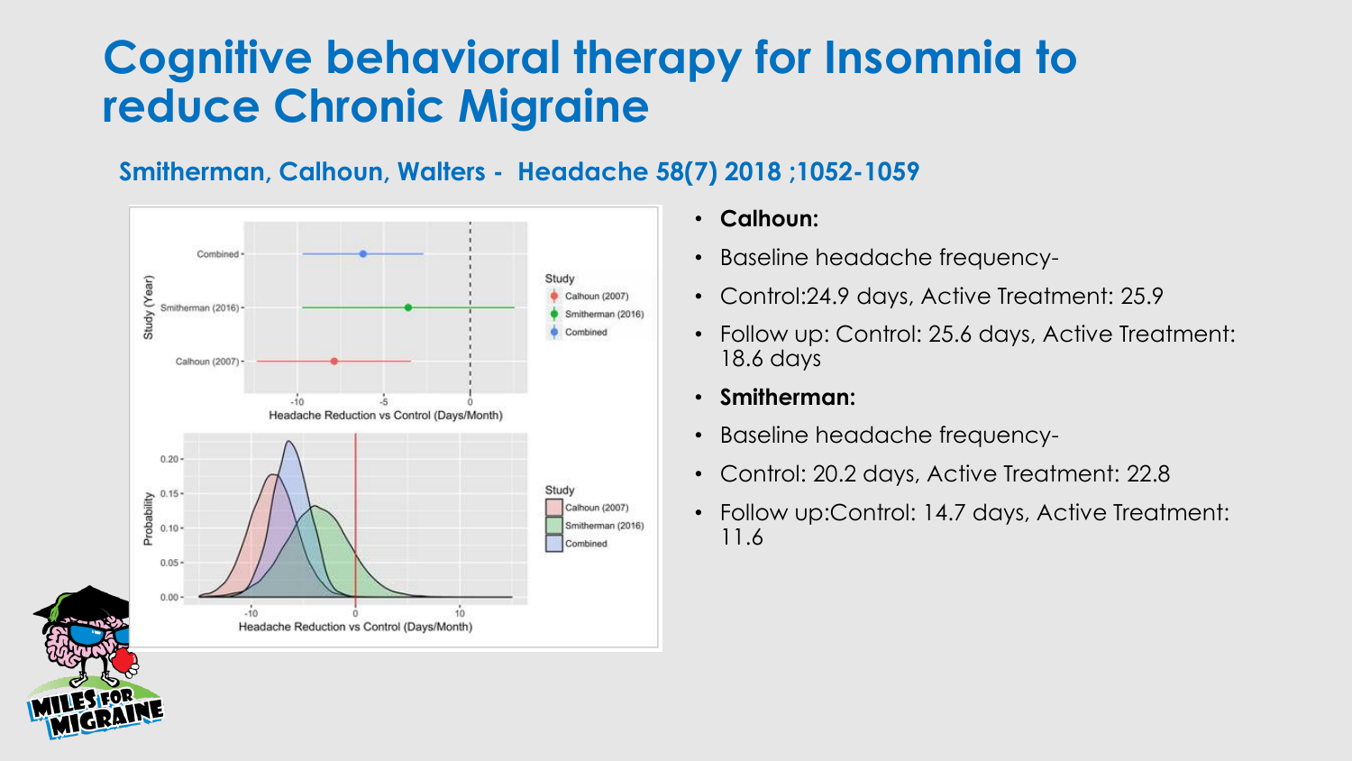# Cognitive behavioral therapy for Insomnia to reduce Chronic Migraine

### Smitherman, Calhoun, Walters - Headache 58(7) 2018 ;1052-1059

- **Calhoun:**
- Baseline headache frequency-
- Control:24.9 days, Active Treatment: 25.9
- Follow up: Control: 25.6 days, Active Treatment: 18.6 days
- **Smitherman:**
- Baseline headache frequency-
- Control: 20.2 days, Active Treatment: 22.8
- Follow up:Control: 14.7 days, Active Treatment: 11.6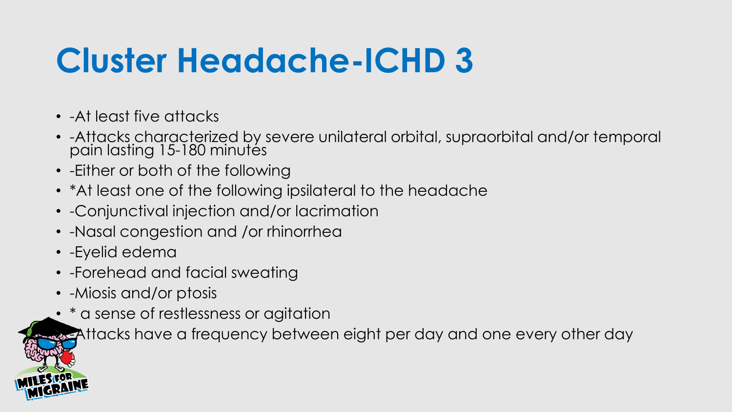# Cluster Headache-ICHD 3

- -At least five attacks
- -Attacks characterized by severe unilateral orbital, supraorbital and/or temporal pain lasting 15-180 minutes
- -Either or both of the following
- *At least one of the following ipsilateral to the headache
- -Conjunctival injection and/or lacrimation
- -Nasal congestion and /or rhinorrhea
- -Eyelid edema
- -Forehead and facial sweating
- -Miosis and/or ptosis
- * a sense of restlessness or agitation
- -Attacks have a frequency between eight per day and one every other day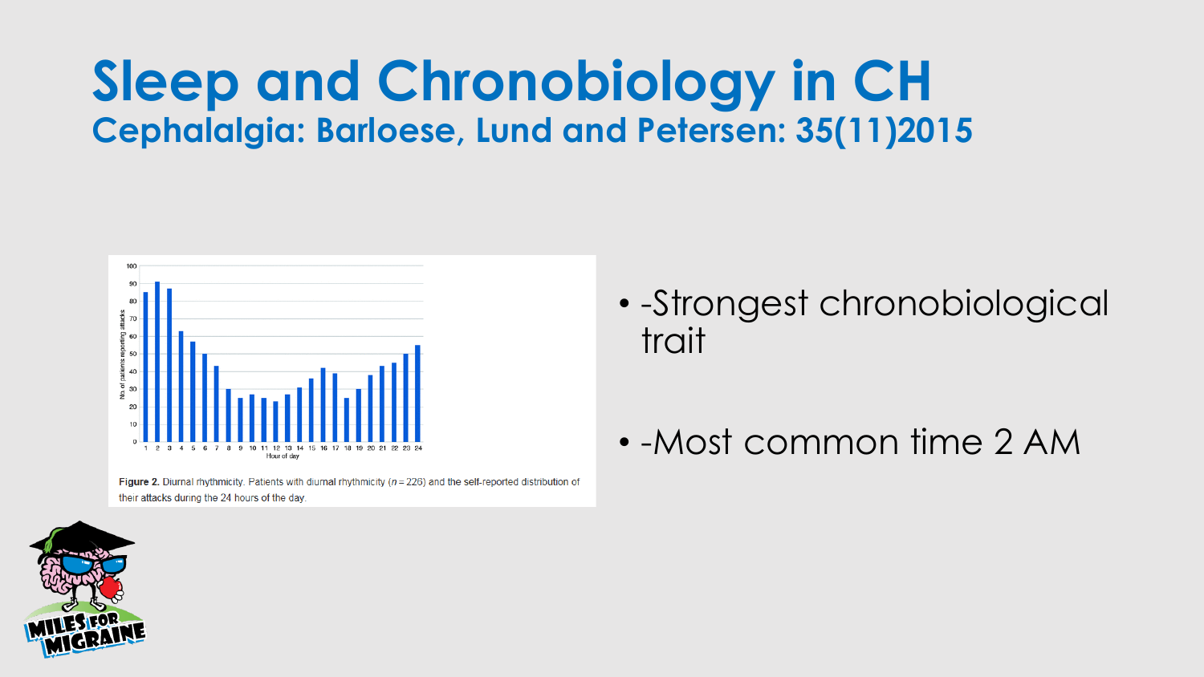# Sleep and Chronobiology in CH

## Cephalalgia: Barloese, Lund and Petersen: 35(11)2015

**Figure 2.** Diurnal rhythmicity. Patients with diurnal rhythmicity ($n = 226$) and the self-reported distribution of their attacks during the 24 hours of the day.

- -Strongest chronobiological trait
- -Most common time 2 AM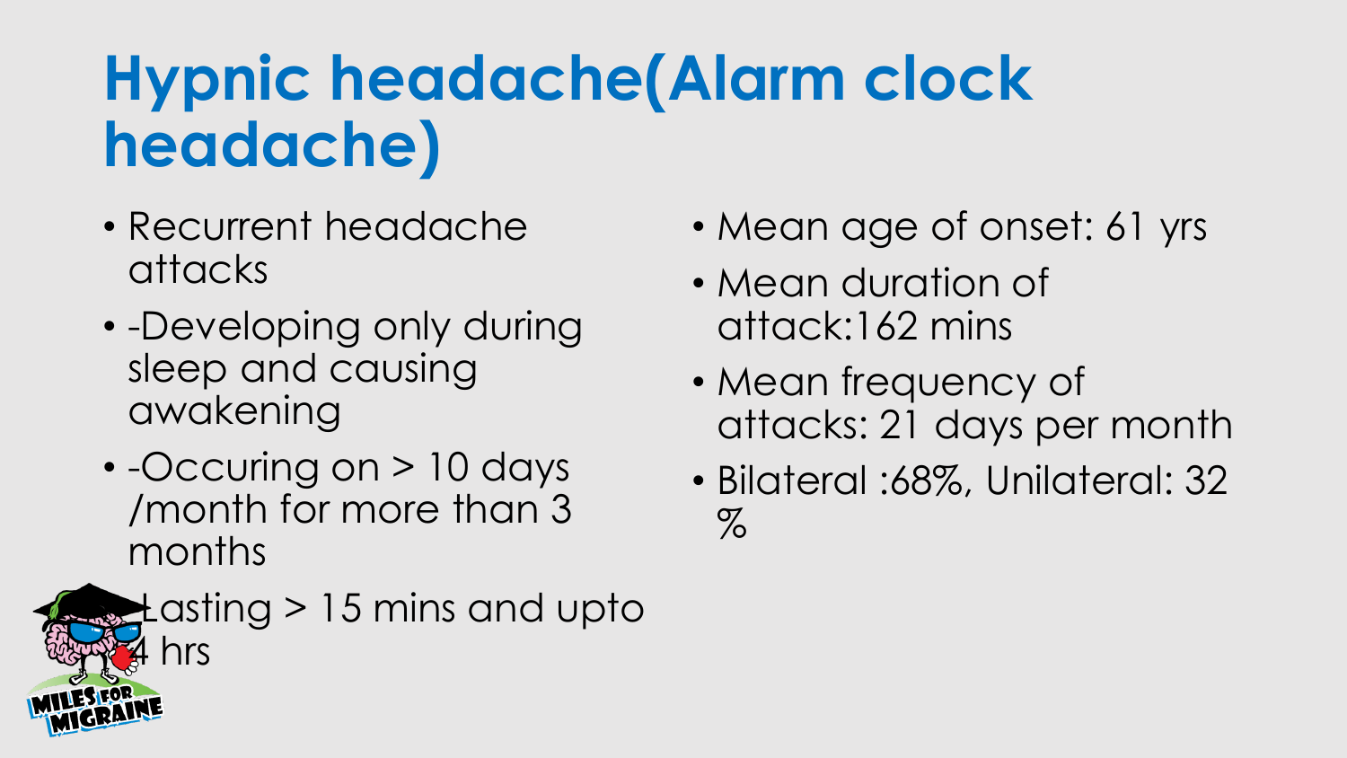# Hypnic headache(Alarm clock headache)

- Recurrent headache attacks
- -Developing only during sleep and causing awakening
- -Occuring on > 10 days /month for more than 3 months
- -Lasting > 15 mins and upto 4 hrs

- Mean age of onset: 61 yrs
- Mean duration of attack:162 mins
- Mean frequency of attacks: 21 days per month
- Bilateral :68%, Unilateral: 32 %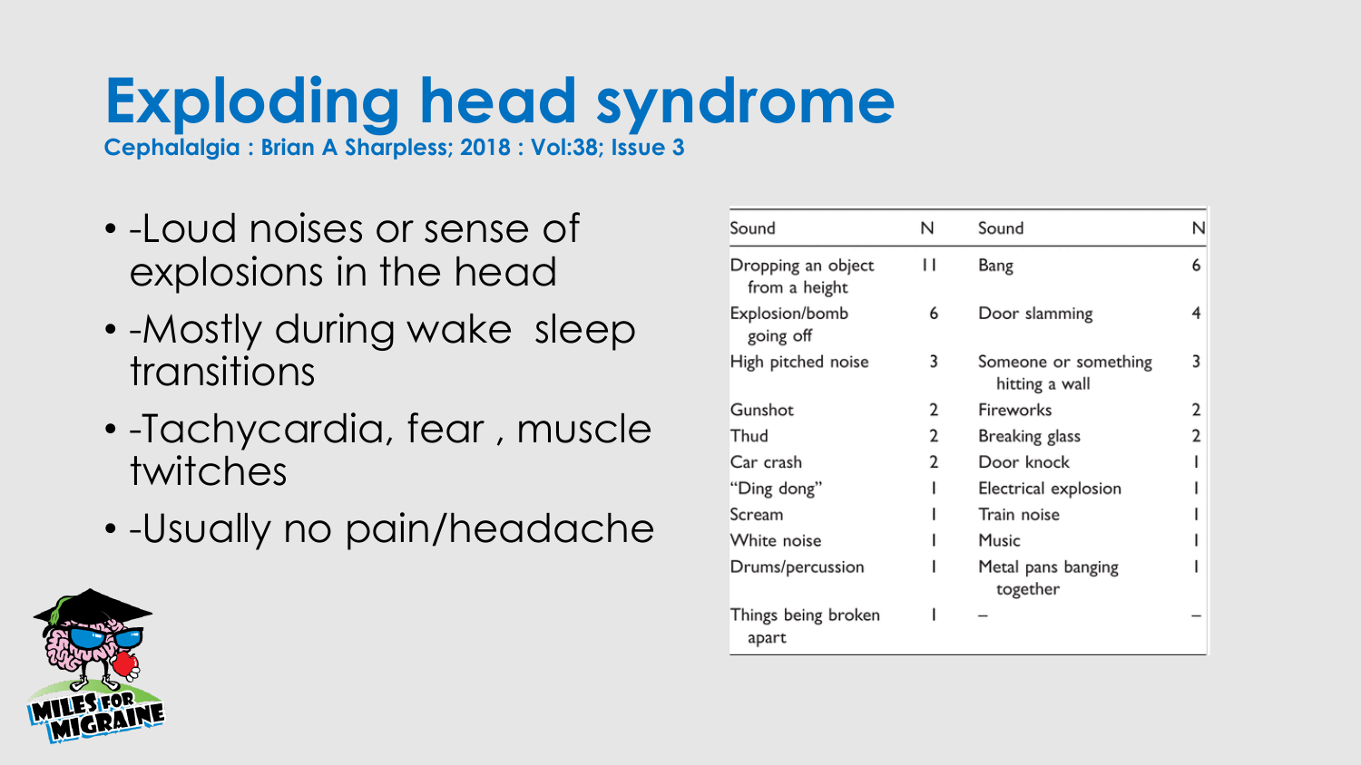# Exploding head syndrome

**Cephalalgia : Brian A Sharpless; 2018 : Vol:38; Issue 3**

- -Loud noises or sense of explosions in the head
- -Mostly during wake sleep transitions
- -Tachycardia, fear , muscle twitches
- -Usually no pain/headache

| Sound | N | Sound | N |
|---|---|---|---|
| Dropping an object from a height | 11 | Bang | 6 |
| Explosion/bomb going off | 6 | Door slamming | 4 |
| High pitched noise | 3 | Someone or something hitting a wall | 3 |
| Gunshot | 2 | Fireworks | 2 |
| Thud | 2 | Breaking glass | 2 |
| Car crash | 2 | Door knock | 1 |
| "Ding dong" | 1 | Electrical explosion | 1 |
| Scream | 1 | Train noise | 1 |
| White noise | 1 | Music | 1 |
| Drums/percussion | 1 | Metal pans banging together | 1 |
| Things being broken apart | 1 | – | – |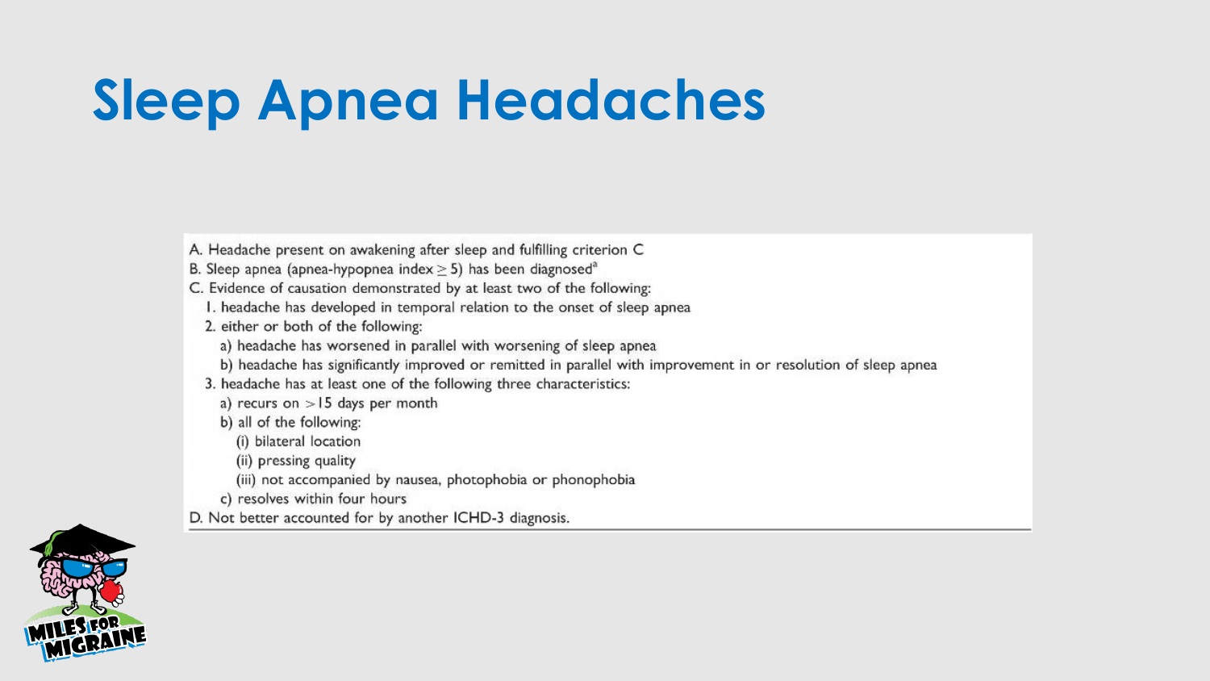# Sleep Apnea Headaches

A. Headache present on awakening after sleep and fulfilling criterion C
B. Sleep apnea (apnea-hypopnea index $\geq 5$) has been diagnosed[a]
C. Evidence of causation demonstrated by at least two of the following:
  1. headache has developed in temporal relation to the onset of sleep apnea
  2. either or both of the following:
    a) headache has worsened in parallel with worsening of sleep apnea
    b) headache has significantly improved or remitted in parallel with improvement in or resolution of sleep apnea
  3. headache has at least one of the following three characteristics:
    a) recurs on $>15$ days per month
    b) all of the following:
      (i) bilateral location
      (ii) pressing quality
      (iii) not accompanied by nausea, photophobia or phonophobia
    c) resolves within four hours
D. Not better accounted for by another ICHD-3 diagnosis.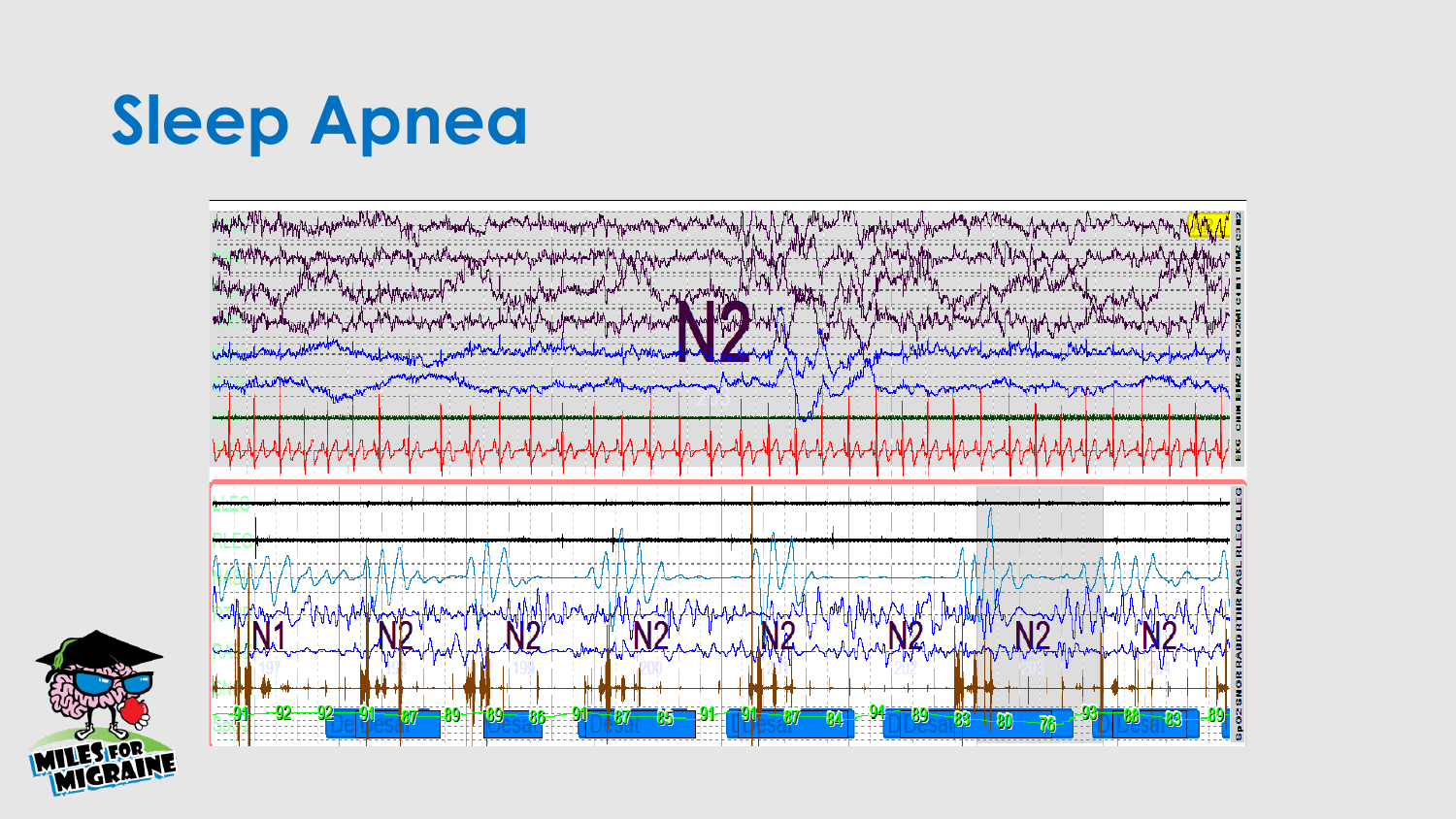# Sleep Apnea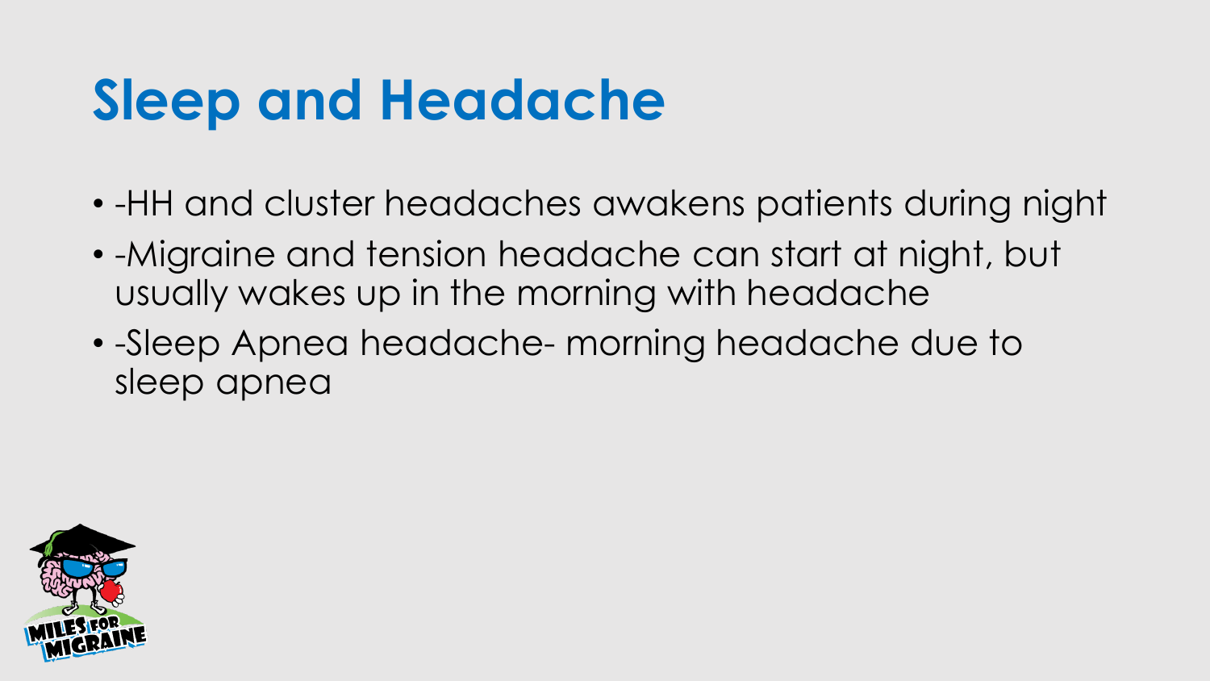# Sleep and Headache

- -HH and cluster headaches awakens patients during night
- -Migraine and tension headache can start at night, but usually wakes up in the morning with headache
- -Sleep Apnea headache- morning headache due to sleep apnea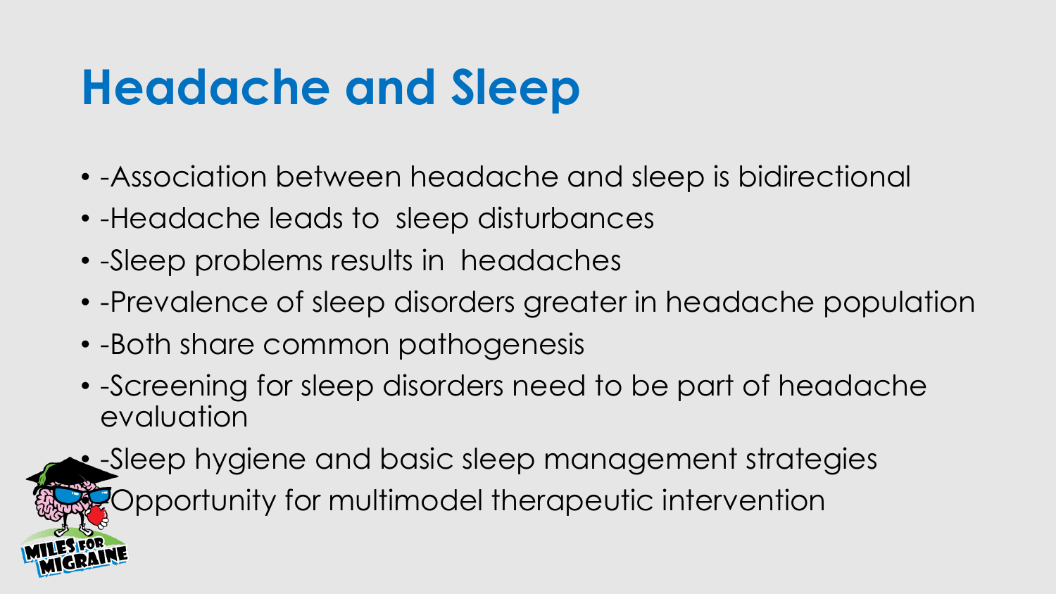# Headache and Sleep

- -Association between headache and sleep is bidirectional
- -Headache leads to  sleep disturbances
- -Sleep problems results in  headaches
- -Prevalence of sleep disorders greater in headache population
- -Both share common pathogenesis
- -Screening for sleep disorders need to be part of headache evaluation
- -Sleep hygiene and basic sleep management strategies
- -Opportunity for multimodel therapeutic intervention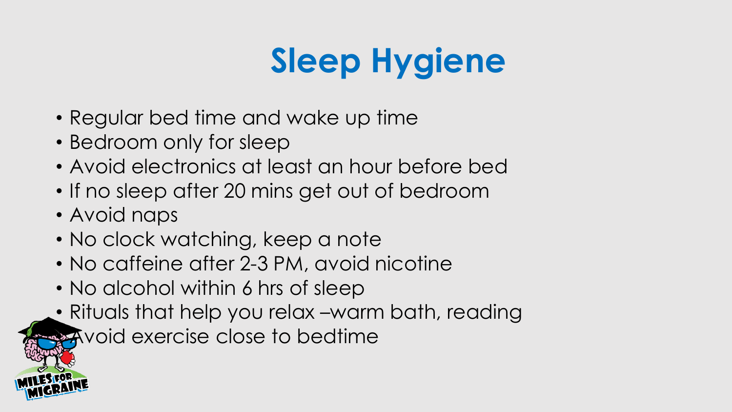# Sleep Hygiene

- Regular bed time and wake up time
- Bedroom only for sleep
- Avoid electronics at least an hour before bed
- If no sleep after 20 mins get out of bedroom
- Avoid naps
- No clock watching, keep a note
- No caffeine after 2-3 PM, avoid nicotine
- No alcohol within 6 hrs of sleep
- Rituals that help you relax –warm bath, reading
- Avoid exercise close to bedtime